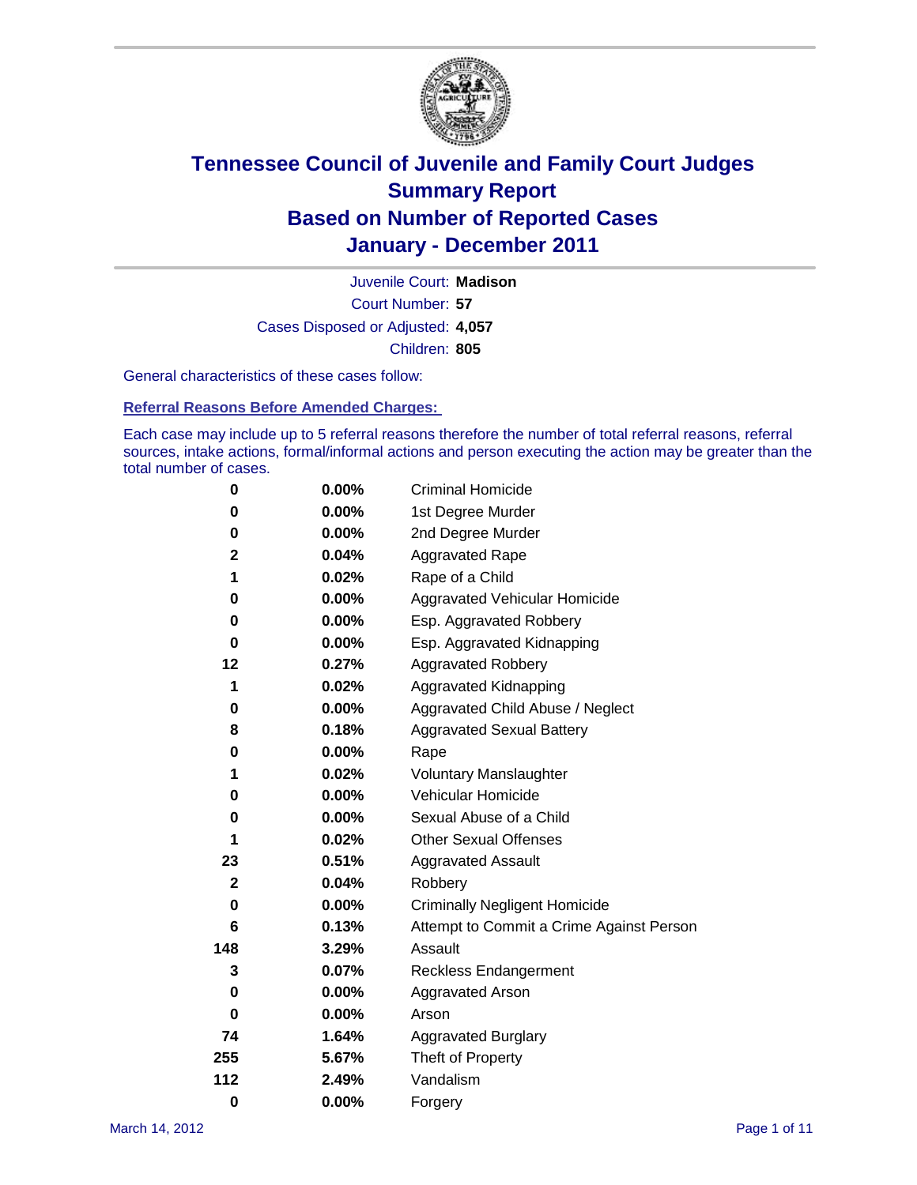# Tennessee Council of Juvenile and Family Court Judges
## Summary Report
## Based on Number of Reported Cases
## January - December 2011

Juvenile Court: **Madison**

Court Number: **57**

Cases Disposed or Adjusted: **4,057**

Children: **805**

General characteristics of these cases follow:

### Referral Reasons Before Amended Charges:

Each case may include up to 5 referral reasons therefore the number of total referral reasons, referral sources, intake actions, formal/informal actions and person executing the action may be greater than the total number of cases.

| Count | Percent | Referral Reason |
|---|---|---|
| 0 | 0.00% | Criminal Homicide |
| 0 | 0.00% | 1st Degree Murder |
| 0 | 0.00% | 2nd Degree Murder |
| 2 | 0.04% | Aggravated Rape |
| 1 | 0.02% | Rape of a Child |
| 0 | 0.00% | Aggravated Vehicular Homicide |
| 0 | 0.00% | Esp. Aggravated Robbery |
| 0 | 0.00% | Esp. Aggravated Kidnapping |
| 12 | 0.27% | Aggravated Robbery |
| 1 | 0.02% | Aggravated Kidnapping |
| 0 | 0.00% | Aggravated Child Abuse / Neglect |
| 8 | 0.18% | Aggravated Sexual Battery |
| 0 | 0.00% | Rape |
| 1 | 0.02% | Voluntary Manslaughter |
| 0 | 0.00% | Vehicular Homicide |
| 0 | 0.00% | Sexual Abuse of a Child |
| 1 | 0.02% | Other Sexual Offenses |
| 23 | 0.51% | Aggravated Assault |
| 2 | 0.04% | Robbery |
| 0 | 0.00% | Criminally Negligent Homicide |
| 6 | 0.13% | Attempt to Commit a Crime Against Person |
| 148 | 3.29% | Assault |
| 3 | 0.07% | Reckless Endangerment |
| 0 | 0.00% | Aggravated Arson |
| 0 | 0.00% | Arson |
| 74 | 1.64% | Aggravated Burglary |
| 255 | 5.67% | Theft of Property |
| 112 | 2.49% | Vandalism |
| 0 | 0.00% | Forgery |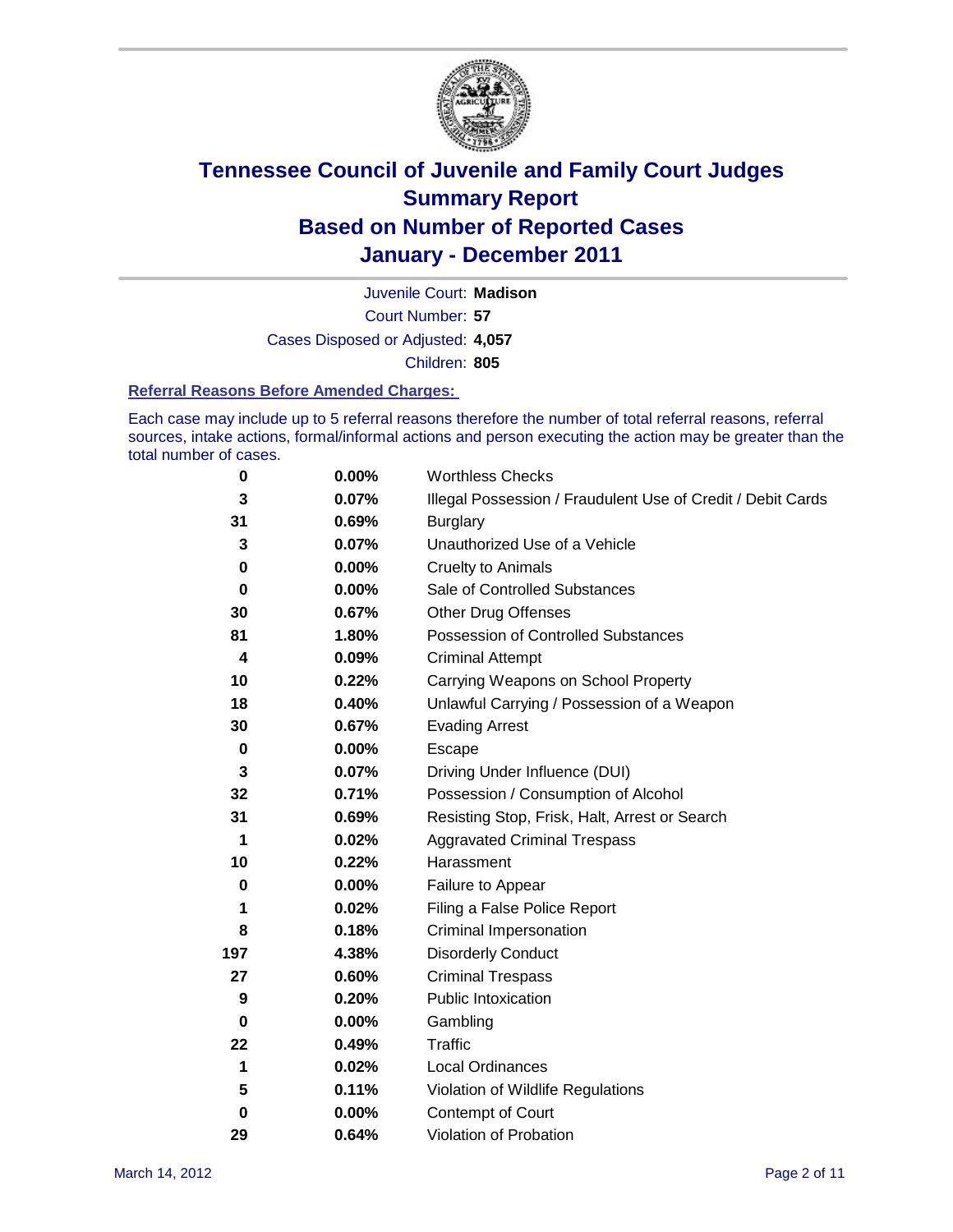# Tennessee Council of Juvenile and Family Court Judges
## Summary Report
## Based on Number of Reported Cases
## January - December 2011

Juvenile Court: **Madison**

Court Number: **57**

Cases Disposed or Adjusted: **4,057**

Children: **805**

### Referral Reasons Before Amended Charges:

Each case may include up to 5 referral reasons therefore the number of total referral reasons, referral sources, intake actions, formal/informal actions and person executing the action may be greater than the total number of cases.

| Count | Percent | Referral Reason |
|---|---|---|
| 0 | 0.00% | Worthless Checks |
| 3 | 0.07% | Illegal Possession / Fraudulent Use of Credit / Debit Cards |
| 31 | 0.69% | Burglary |
| 3 | 0.07% | Unauthorized Use of a Vehicle |
| 0 | 0.00% | Cruelty to Animals |
| 0 | 0.00% | Sale of Controlled Substances |
| 30 | 0.67% | Other Drug Offenses |
| 81 | 1.80% | Possession of Controlled Substances |
| 4 | 0.09% | Criminal Attempt |
| 10 | 0.22% | Carrying Weapons on School Property |
| 18 | 0.40% | Unlawful Carrying / Possession of a Weapon |
| 30 | 0.67% | Evading Arrest |
| 0 | 0.00% | Escape |
| 3 | 0.07% | Driving Under Influence (DUI) |
| 32 | 0.71% | Possession / Consumption of Alcohol |
| 31 | 0.69% | Resisting Stop, Frisk, Halt, Arrest or Search |
| 1 | 0.02% | Aggravated Criminal Trespass |
| 10 | 0.22% | Harassment |
| 0 | 0.00% | Failure to Appear |
| 1 | 0.02% | Filing a False Police Report |
| 8 | 0.18% | Criminal Impersonation |
| 197 | 4.38% | Disorderly Conduct |
| 27 | 0.60% | Criminal Trespass |
| 9 | 0.20% | Public Intoxication |
| 0 | 0.00% | Gambling |
| 22 | 0.49% | Traffic |
| 1 | 0.02% | Local Ordinances |
| 5 | 0.11% | Violation of Wildlife Regulations |
| 0 | 0.00% | Contempt of Court |
| 29 | 0.64% | Violation of Probation |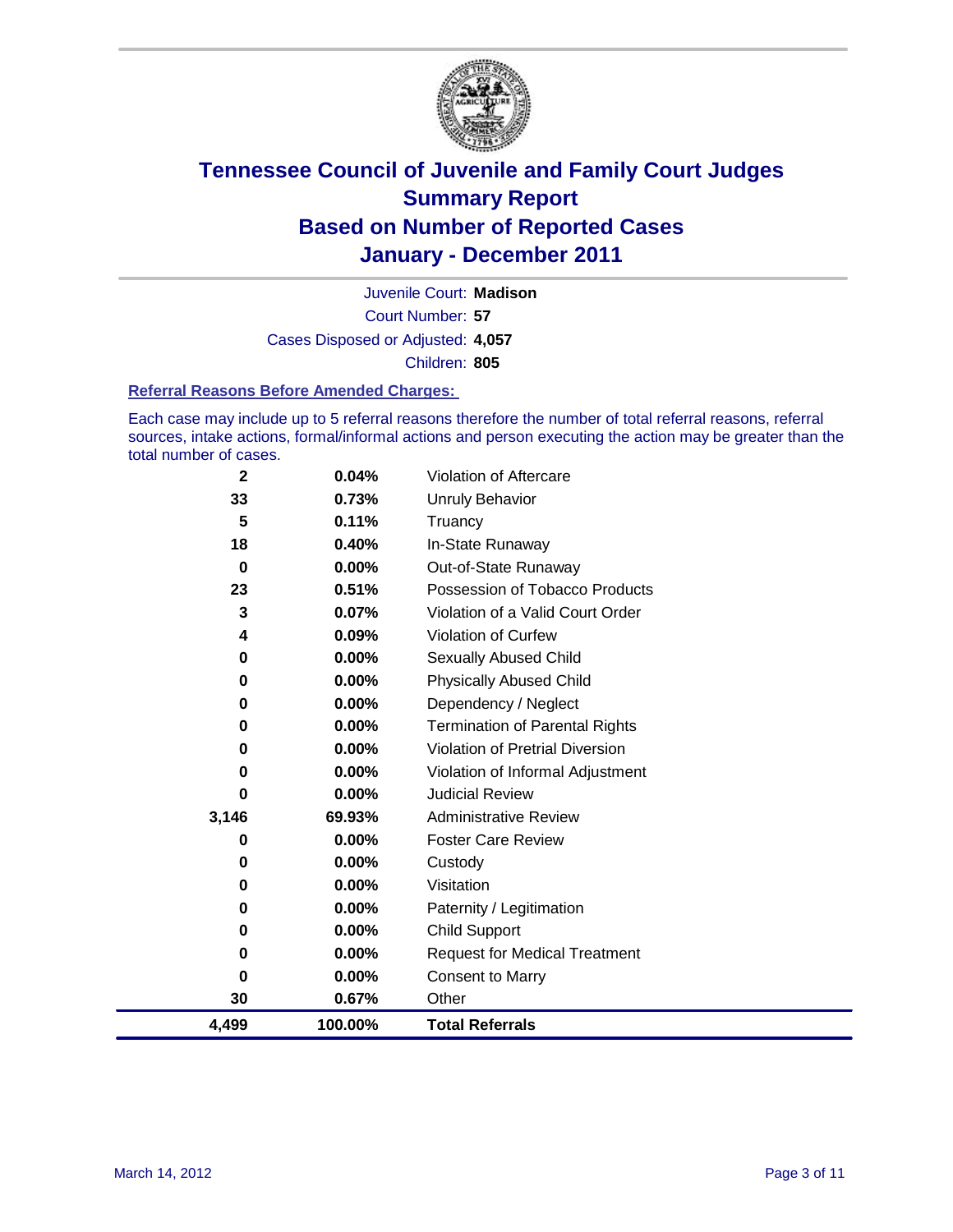# Tennessee Council of Juvenile and Family Court Judges
## Summary Report
## Based on Number of Reported Cases
## January - December 2011

Juvenile Court: **Madison**

Court Number: **57**

Cases Disposed or Adjusted: **4,057**

Children: **805**

### Referral Reasons Before Amended Charges:

Each case may include up to 5 referral reasons therefore the number of total referral reasons, referral sources, intake actions, formal/informal actions and person executing the action may be greater than the total number of cases.

| Count | Percent | Referral Reason |
|---|---|---|
| 2 | 0.04% | Violation of Aftercare |
| 33 | 0.73% | Unruly Behavior |
| 5 | 0.11% | Truancy |
| 18 | 0.40% | In-State Runaway |
| 0 | 0.00% | Out-of-State Runaway |
| 23 | 0.51% | Possession of Tobacco Products |
| 3 | 0.07% | Violation of a Valid Court Order |
| 4 | 0.09% | Violation of Curfew |
| 0 | 0.00% | Sexually Abused Child |
| 0 | 0.00% | Physically Abused Child |
| 0 | 0.00% | Dependency / Neglect |
| 0 | 0.00% | Termination of Parental Rights |
| 0 | 0.00% | Violation of Pretrial Diversion |
| 0 | 0.00% | Violation of Informal Adjustment |
| 0 | 0.00% | Judicial Review |
| 3,146 | 69.93% | Administrative Review |
| 0 | 0.00% | Foster Care Review |
| 0 | 0.00% | Custody |
| 0 | 0.00% | Visitation |
| 0 | 0.00% | Paternity / Legitimation |
| 0 | 0.00% | Child Support |
| 0 | 0.00% | Request for Medical Treatment |
| 0 | 0.00% | Consent to Marry |
| 30 | 0.67% | Other |
| **4,499** | **100.00%** | **Total Referrals** |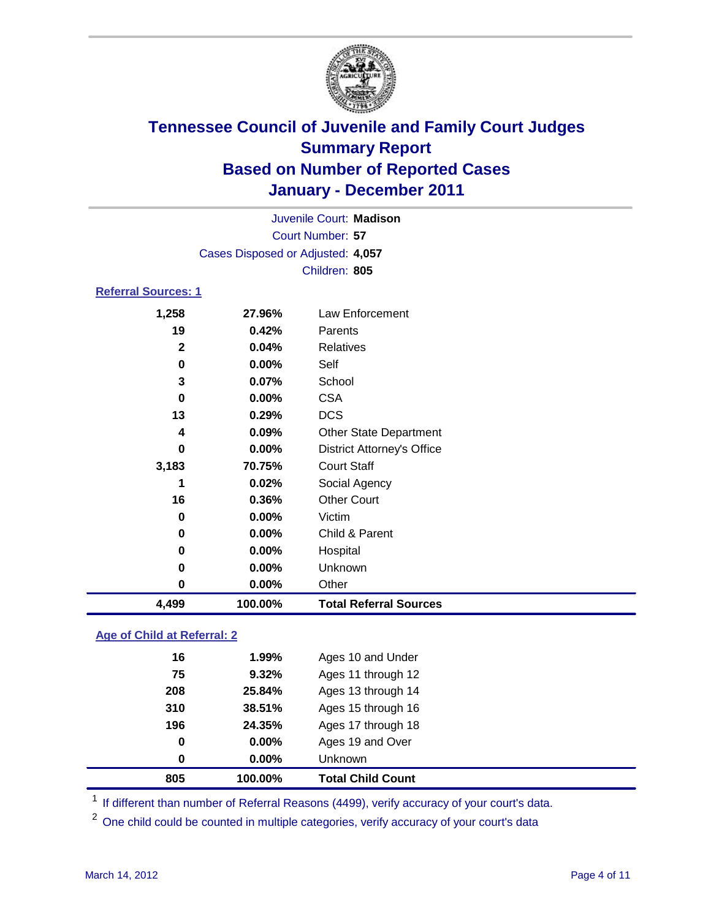# Tennessee Council of Juvenile and Family Court Judges
## Summary Report
## Based on Number of Reported Cases
## January - December 2011

Juvenile Court: **Madison**
Court Number: **57**
Cases Disposed or Adjusted: **4,057**
Children: **805**

### Referral Sources: 1

| | | |
|---|---|---|
| 1,258 | 27.96% | Law Enforcement |
| 19 | 0.42% | Parents |
| 2 | 0.04% | Relatives |
| 0 | 0.00% | Self |
| 3 | 0.07% | School |
| 0 | 0.00% | CSA |
| 13 | 0.29% | DCS |
| 4 | 0.09% | Other State Department |
| 0 | 0.00% | District Attorney's Office |
| 3,183 | 70.75% | Court Staff |
| 1 | 0.02% | Social Agency |
| 16 | 0.36% | Other Court |
| 0 | 0.00% | Victim |
| 0 | 0.00% | Child & Parent |
| 0 | 0.00% | Hospital |
| 0 | 0.00% | Unknown |
| 0 | 0.00% | Other |
| **4,499** | **100.00%** | **Total Referral Sources** |

### Age of Child at Referral: 2

| | | |
|---|---|---|
| 16 | 1.99% | Ages 10 and Under |
| 75 | 9.32% | Ages 11 through 12 |
| 208 | 25.84% | Ages 13 through 14 |
| 310 | 38.51% | Ages 15 through 16 |
| 196 | 24.35% | Ages 17 through 18 |
| 0 | 0.00% | Ages 19 and Over |
| 0 | 0.00% | Unknown |
| **805** | **100.00%** | **Total Child Count** |

[1] If different than number of Referral Reasons (4499), verify accuracy of your court's data.

[2] One child could be counted in multiple categories, verify accuracy of your court's data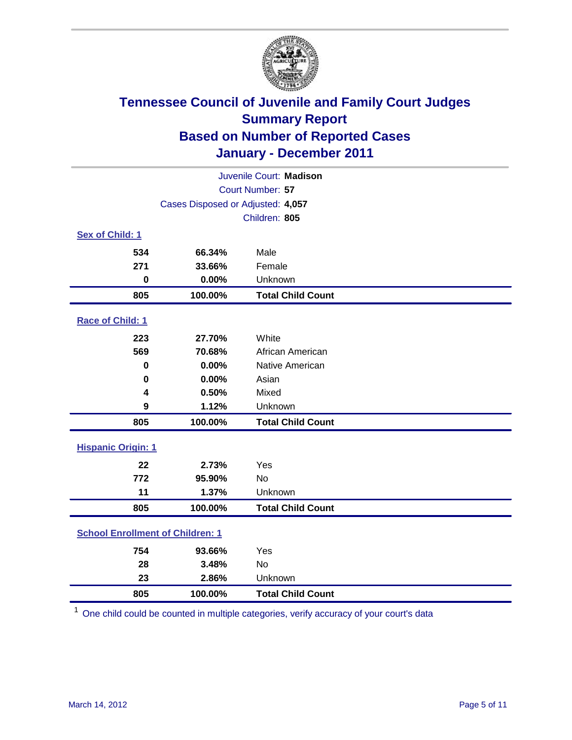# Tennessee Council of Juvenile and Family Court Judges
## Summary Report
## Based on Number of Reported Cases
## January - December 2011

Juvenile Court: **Madison**

Court Number: **57**

Cases Disposed or Adjusted: **4,057**

Children: **805**

### Sex of Child: 1

| | | |
|---|---|---|
| 534 | 66.34% | Male |
| 271 | 33.66% | Female |
| 0 | 0.00% | Unknown |
| **805** | **100.00%** | **Total Child Count** |

### Race of Child: 1

| | | |
|---|---|---|
| 223 | 27.70% | White |
| 569 | 70.68% | African American |
| 0 | 0.00% | Native American |
| 0 | 0.00% | Asian |
| 4 | 0.50% | Mixed |
| 9 | 1.12% | Unknown |
| **805** | **100.00%** | **Total Child Count** |

### Hispanic Origin: 1

| | | |
|---|---|---|
| 22 | 2.73% | Yes |
| 772 | 95.90% | No |
| 11 | 1.37% | Unknown |
| **805** | **100.00%** | **Total Child Count** |

### School Enrollment of Children: 1

| | | |
|---|---|---|
| 754 | 93.66% | Yes |
| 28 | 3.48% | No |
| 23 | 2.86% | Unknown |
| **805** | **100.00%** | **Total Child Count** |

[1] One child could be counted in multiple categories, verify accuracy of your court's data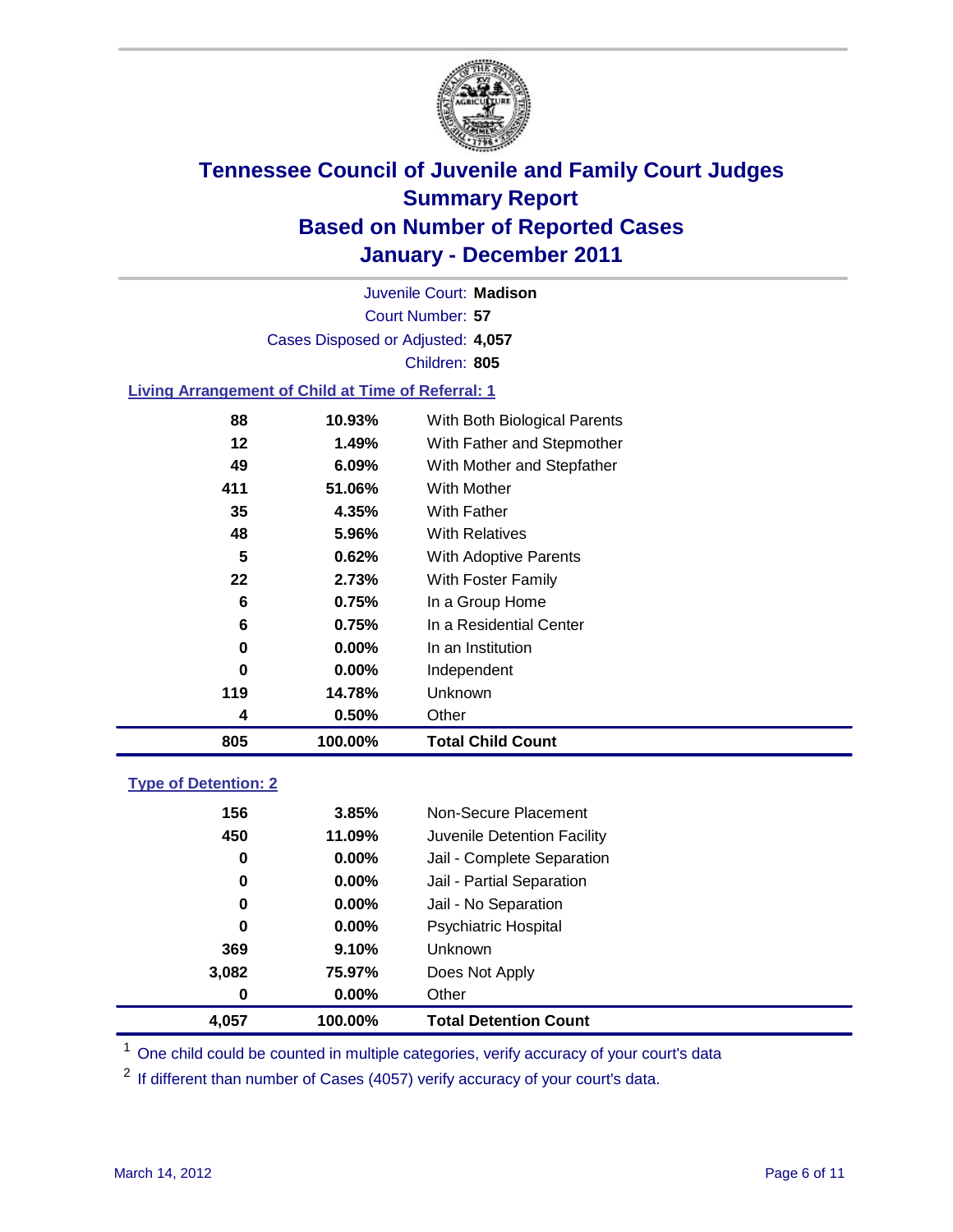# Tennessee Council of Juvenile and Family Court Judges
## Summary Report
## Based on Number of Reported Cases
## January - December 2011

Juvenile Court: **Madison**

Court Number: **57**

Cases Disposed or Adjusted: **4,057**

Children: **805**

### Living Arrangement of Child at Time of Referral: 1

| | | |
|---|---|---|
| 88 | 10.93% | With Both Biological Parents |
| 12 | 1.49% | With Father and Stepmother |
| 49 | 6.09% | With Mother and Stepfather |
| 411 | 51.06% | With Mother |
| 35 | 4.35% | With Father |
| 48 | 5.96% | With Relatives |
| 5 | 0.62% | With Adoptive Parents |
| 22 | 2.73% | With Foster Family |
| 6 | 0.75% | In a Group Home |
| 6 | 0.75% | In a Residential Center |
| 0 | 0.00% | In an Institution |
| 0 | 0.00% | Independent |
| 119 | 14.78% | Unknown |
| 4 | 0.50% | Other |
| **805** | **100.00%** | **Total Child Count** |

### Type of Detention: 2

| | | |
|---|---|---|
| 156 | 3.85% | Non-Secure Placement |
| 450 | 11.09% | Juvenile Detention Facility |
| 0 | 0.00% | Jail - Complete Separation |
| 0 | 0.00% | Jail - Partial Separation |
| 0 | 0.00% | Jail - No Separation |
| 0 | 0.00% | Psychiatric Hospital |
| 369 | 9.10% | Unknown |
| 3,082 | 75.97% | Does Not Apply |
| 0 | 0.00% | Other |
| **4,057** | **100.00%** | **Total Detention Count** |

[1] One child could be counted in multiple categories, verify accuracy of your court's data

[2] If different than number of Cases (4057) verify accuracy of your court's data.

March 14, 2012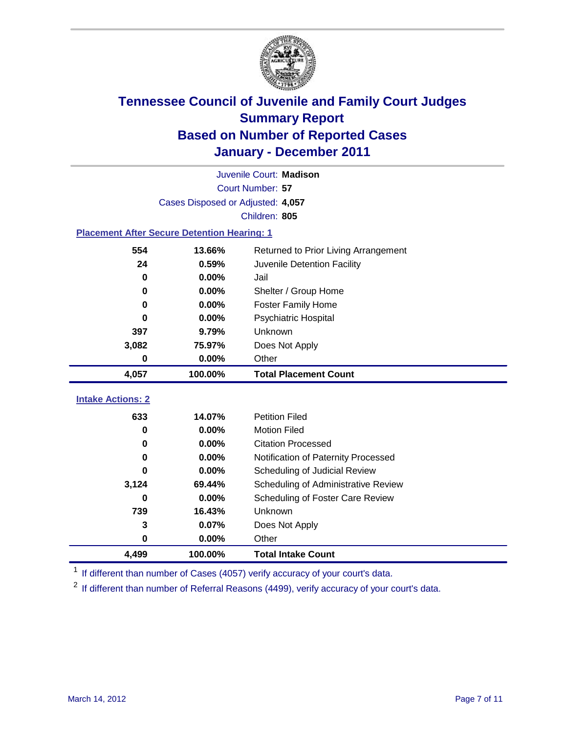# Tennessee Council of Juvenile and Family Court Judges
## Summary Report
## Based on Number of Reported Cases
## January - December 2011

Juvenile Court: **Madison**

Court Number: **57**

Cases Disposed or Adjusted: **4,057**

Children: **805**

### Placement After Secure Detention Hearing: 1

| | | |
|---|---|---|
| 554 | 13.66% | Returned to Prior Living Arrangement |
| 24 | 0.59% | Juvenile Detention Facility |
| 0 | 0.00% | Jail |
| 0 | 0.00% | Shelter / Group Home |
| 0 | 0.00% | Foster Family Home |
| 0 | 0.00% | Psychiatric Hospital |
| 397 | 9.79% | Unknown |
| 3,082 | 75.97% | Does Not Apply |
| 0 | 0.00% | Other |
| **4,057** | **100.00%** | **Total Placement Count** |

### Intake Actions: 2

| | | |
|---|---|---|
| 633 | 14.07% | Petition Filed |
| 0 | 0.00% | Motion Filed |
| 0 | 0.00% | Citation Processed |
| 0 | 0.00% | Notification of Paternity Processed |
| 0 | 0.00% | Scheduling of Judicial Review |
| 3,124 | 69.44% | Scheduling of Administrative Review |
| 0 | 0.00% | Scheduling of Foster Care Review |
| 739 | 16.43% | Unknown |
| 3 | 0.07% | Does Not Apply |
| 0 | 0.00% | Other |
| **4,499** | **100.00%** | **Total Intake Count** |

[1] If different than number of Cases (4057) verify accuracy of your court's data.

[2] If different than number of Referral Reasons (4499), verify accuracy of your court's data.

March 14, 2012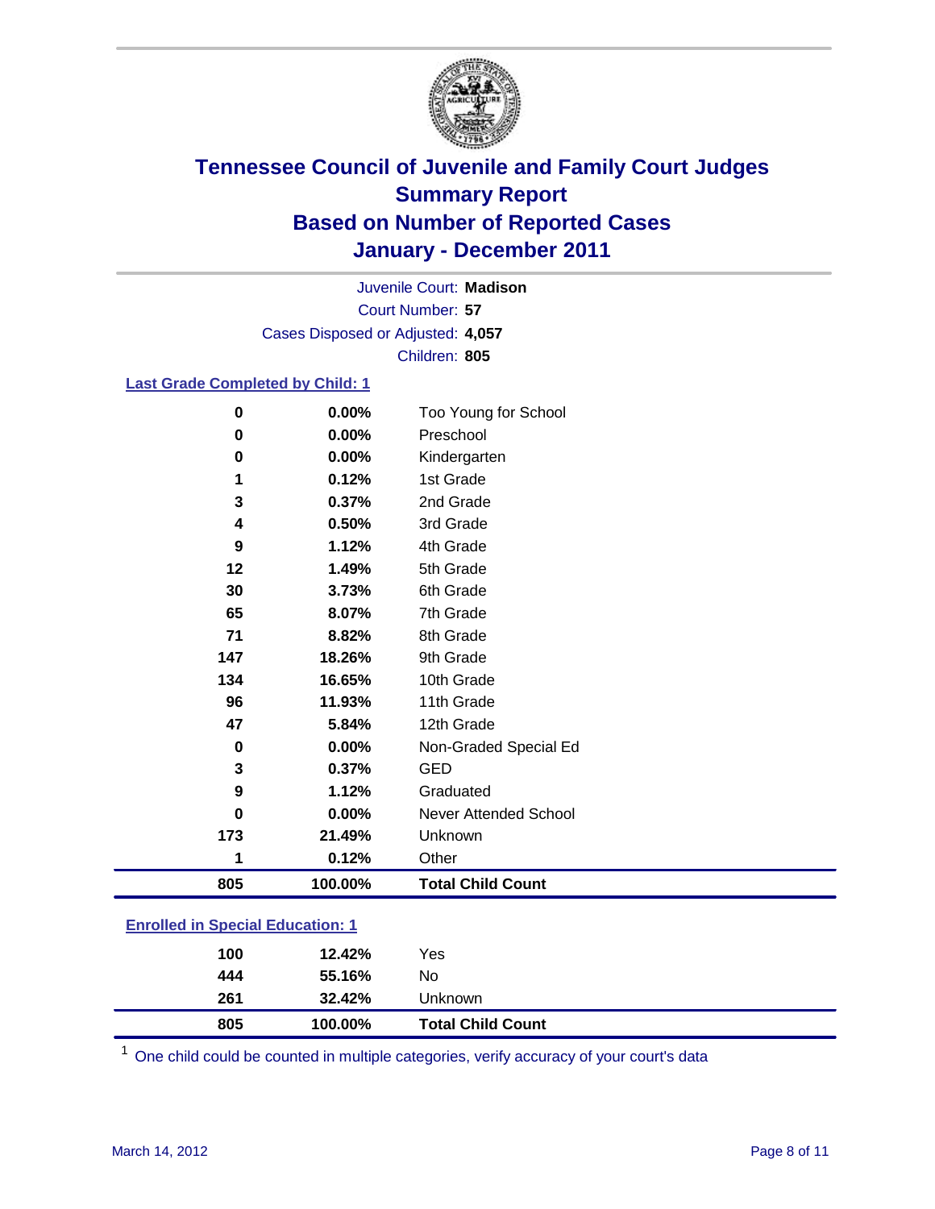# Tennessee Council of Juvenile and Family Court Judges
## Summary Report
## Based on Number of Reported Cases
## January - December 2011

Juvenile Court: **Madison**
Court Number: **57**
Cases Disposed or Adjusted: **4,057**
Children: **805**

### Last Grade Completed by Child: 1

| Count | Percent | Category |
|---|---|---|
| 0 | 0.00% | Too Young for School |
| 0 | 0.00% | Preschool |
| 0 | 0.00% | Kindergarten |
| 1 | 0.12% | 1st Grade |
| 3 | 0.37% | 2nd Grade |
| 4 | 0.50% | 3rd Grade |
| 9 | 1.12% | 4th Grade |
| 12 | 1.49% | 5th Grade |
| 30 | 3.73% | 6th Grade |
| 65 | 8.07% | 7th Grade |
| 71 | 8.82% | 8th Grade |
| 147 | 18.26% | 9th Grade |
| 134 | 16.65% | 10th Grade |
| 96 | 11.93% | 11th Grade |
| 47 | 5.84% | 12th Grade |
| 0 | 0.00% | Non-Graded Special Ed |
| 3 | 0.37% | GED |
| 9 | 1.12% | Graduated |
| 0 | 0.00% | Never Attended School |
| 173 | 21.49% | Unknown |
| 1 | 0.12% | Other |
| **805** | **100.00%** | **Total Child Count** |

### Enrolled in Special Education: 1

| Count | Percent | Category |
|---|---|---|
| 100 | 12.42% | Yes |
| 444 | 55.16% | No |
| 261 | 32.42% | Unknown |
| **805** | **100.00%** | **Total Child Count** |

[1] One child could be counted in multiple categories, verify accuracy of your court's data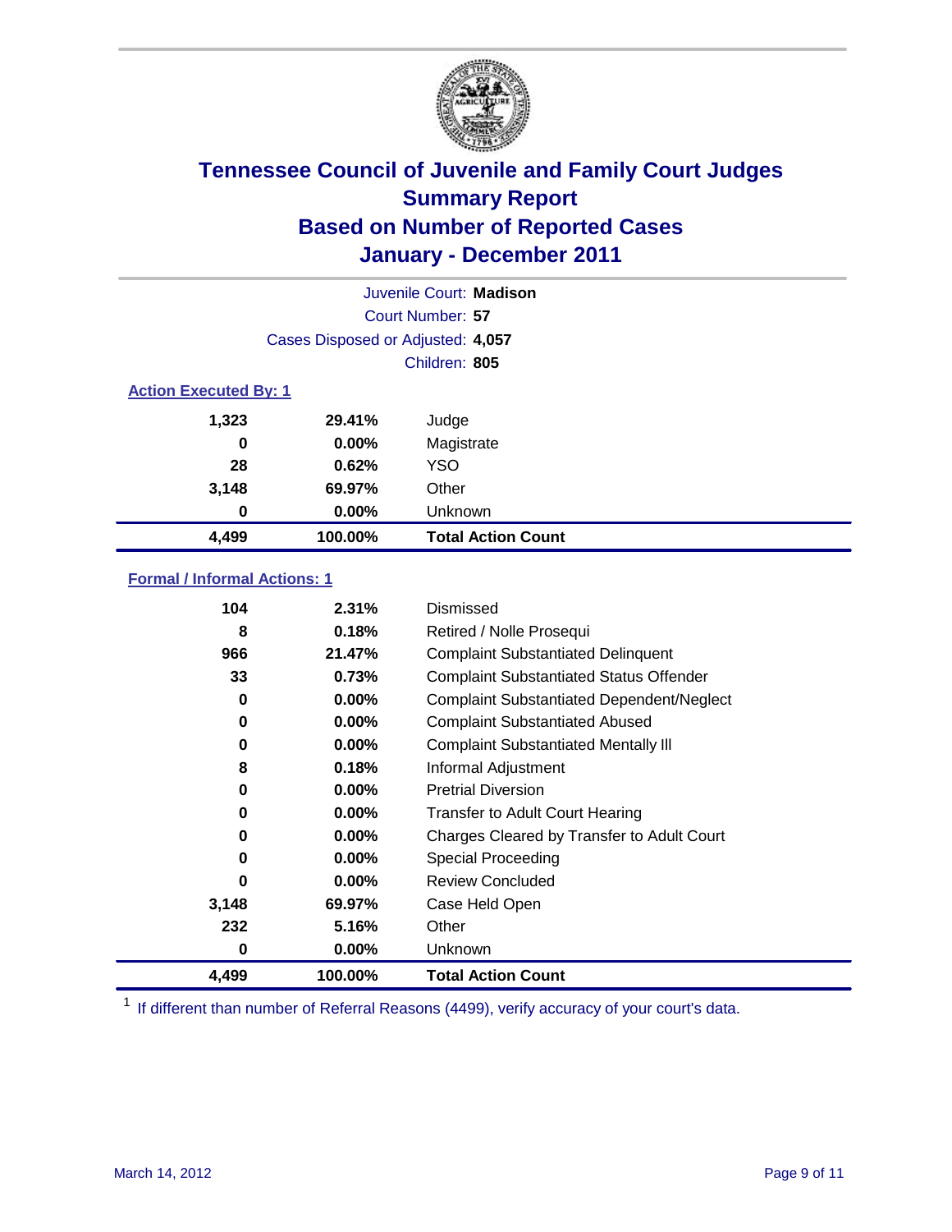# Tennessee Council of Juvenile and Family Court Judges
## Summary Report
## Based on Number of Reported Cases
## January - December 2011

Juvenile Court: **Madison**

Court Number: **57**

Cases Disposed or Adjusted: **4,057**

Children: **805**

### Action Executed By: 1

| | | |
|---|---|---|
| 1,323 | 29.41% | Judge |
| 0 | 0.00% | Magistrate |
| 28 | 0.62% | YSO |
| 3,148 | 69.97% | Other |
| 0 | 0.00% | Unknown |
| **4,499** | **100.00%** | **Total Action Count** |

### Formal / Informal Actions: 1

| | | |
|---|---|---|
| 104 | 2.31% | Dismissed |
| 8 | 0.18% | Retired / Nolle Prosequi |
| 966 | 21.47% | Complaint Substantiated Delinquent |
| 33 | 0.73% | Complaint Substantiated Status Offender |
| 0 | 0.00% | Complaint Substantiated Dependent/Neglect |
| 0 | 0.00% | Complaint Substantiated Abused |
| 0 | 0.00% | Complaint Substantiated Mentally Ill |
| 8 | 0.18% | Informal Adjustment |
| 0 | 0.00% | Pretrial Diversion |
| 0 | 0.00% | Transfer to Adult Court Hearing |
| 0 | 0.00% | Charges Cleared by Transfer to Adult Court |
| 0 | 0.00% | Special Proceeding |
| 0 | 0.00% | Review Concluded |
| 3,148 | 69.97% | Case Held Open |
| 232 | 5.16% | Other |
| 0 | 0.00% | Unknown |
| **4,499** | **100.00%** | **Total Action Count** |

[1] If different than number of Referral Reasons (4499), verify accuracy of your court's data.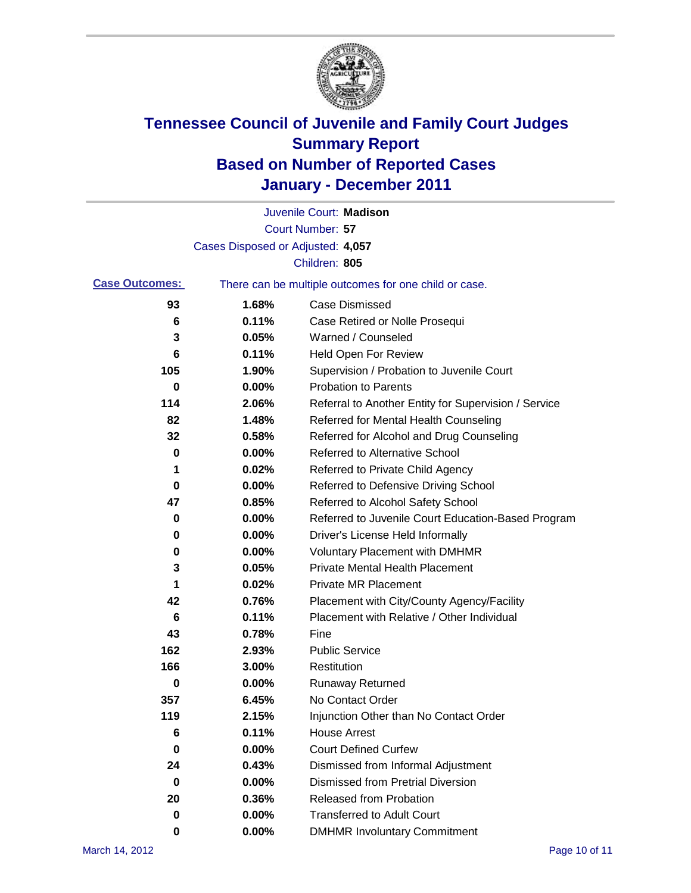# Tennessee Council of Juvenile and Family Court Judges
# Summary Report
# Based on Number of Reported Cases
# January - December 2011

Juvenile Court: **Madison**

Court Number: **57**

Cases Disposed or Adjusted: **4,057**

Children: **805**

**Case Outcomes:** There can be multiple outcomes for one child or case.

| Count | Percent | Outcome |
|---|---|---|
| 93 | 1.68% | Case Dismissed |
| 6 | 0.11% | Case Retired or Nolle Prosequi |
| 3 | 0.05% | Warned / Counseled |
| 6 | 0.11% | Held Open For Review |
| 105 | 1.90% | Supervision / Probation to Juvenile Court |
| 0 | 0.00% | Probation to Parents |
| 114 | 2.06% | Referral to Another Entity for Supervision / Service |
| 82 | 1.48% | Referred for Mental Health Counseling |
| 32 | 0.58% | Referred for Alcohol and Drug Counseling |
| 0 | 0.00% | Referred to Alternative School |
| 1 | 0.02% | Referred to Private Child Agency |
| 0 | 0.00% | Referred to Defensive Driving School |
| 47 | 0.85% | Referred to Alcohol Safety School |
| 0 | 0.00% | Referred to Juvenile Court Education-Based Program |
| 0 | 0.00% | Driver's License Held Informally |
| 0 | 0.00% | Voluntary Placement with DMHMR |
| 3 | 0.05% | Private Mental Health Placement |
| 1 | 0.02% | Private MR Placement |
| 42 | 0.76% | Placement with City/County Agency/Facility |
| 6 | 0.11% | Placement with Relative / Other Individual |
| 43 | 0.78% | Fine |
| 162 | 2.93% | Public Service |
| 166 | 3.00% | Restitution |
| 0 | 0.00% | Runaway Returned |
| 357 | 6.45% | No Contact Order |
| 119 | 2.15% | Injunction Other than No Contact Order |
| 6 | 0.11% | House Arrest |
| 0 | 0.00% | Court Defined Curfew |
| 24 | 0.43% | Dismissed from Informal Adjustment |
| 0 | 0.00% | Dismissed from Pretrial Diversion |
| 20 | 0.36% | Released from Probation |
| 0 | 0.00% | Transferred to Adult Court |
| 0 | 0.00% | DMHMR Involuntary Commitment |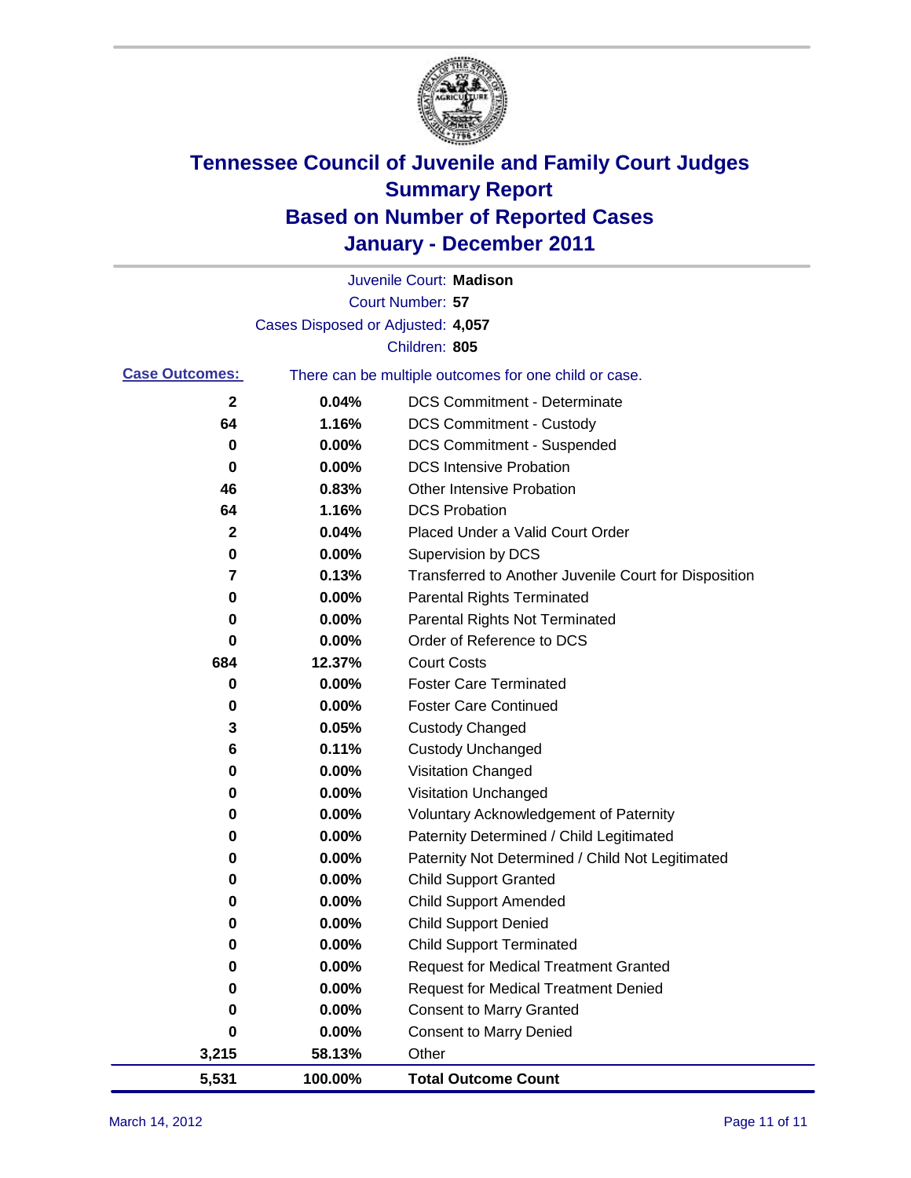# Tennessee Council of Juvenile and Family Court Judges
# Summary Report
# Based on Number of Reported Cases
# January - December 2011

Juvenile Court: **Madison**

Court Number: **57**

Cases Disposed or Adjusted: **4,057**

Children: **805**

**Case Outcomes:** There can be multiple outcomes for one child or case.

| | | |
|---|---|---|
| 2 | 0.04% | DCS Commitment - Determinate |
| 64 | 1.16% | DCS Commitment - Custody |
| 0 | 0.00% | DCS Commitment - Suspended |
| 0 | 0.00% | DCS Intensive Probation |
| 46 | 0.83% | Other Intensive Probation |
| 64 | 1.16% | DCS Probation |
| 2 | 0.04% | Placed Under a Valid Court Order |
| 0 | 0.00% | Supervision by DCS |
| 7 | 0.13% | Transferred to Another Juvenile Court for Disposition |
| 0 | 0.00% | Parental Rights Terminated |
| 0 | 0.00% | Parental Rights Not Terminated |
| 0 | 0.00% | Order of Reference to DCS |
| 684 | 12.37% | Court Costs |
| 0 | 0.00% | Foster Care Terminated |
| 0 | 0.00% | Foster Care Continued |
| 3 | 0.05% | Custody Changed |
| 6 | 0.11% | Custody Unchanged |
| 0 | 0.00% | Visitation Changed |
| 0 | 0.00% | Visitation Unchanged |
| 0 | 0.00% | Voluntary Acknowledgement of Paternity |
| 0 | 0.00% | Paternity Determined / Child Legitimated |
| 0 | 0.00% | Paternity Not Determined / Child Not Legitimated |
| 0 | 0.00% | Child Support Granted |
| 0 | 0.00% | Child Support Amended |
| 0 | 0.00% | Child Support Denied |
| 0 | 0.00% | Child Support Terminated |
| 0 | 0.00% | Request for Medical Treatment Granted |
| 0 | 0.00% | Request for Medical Treatment Denied |
| 0 | 0.00% | Consent to Marry Granted |
| 0 | 0.00% | Consent to Marry Denied |
| 3,215 | 58.13% | Other |
| **5,531** | **100.00%** | **Total Outcome Count** |

March 14, 2012